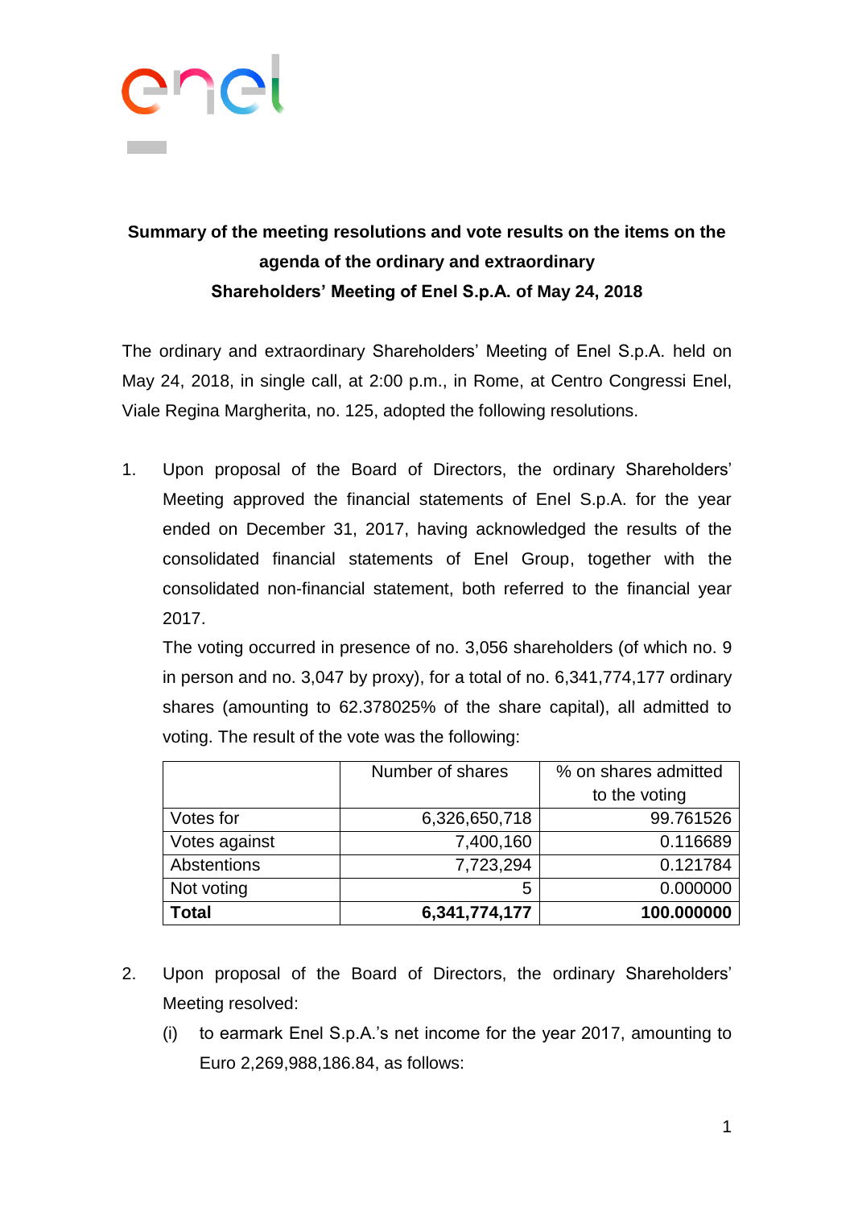**Summary of the meeting resolutions and vote results on the items on the agenda of the ordinary and extraordinary Shareholders' Meeting of Enel S.p.A. of May 24, 2018**

The ordinary and extraordinary Shareholders' Meeting of Enel S.p.A. held on May 24, 2018, in single call, at 2:00 p.m., in Rome, at Centro Congressi Enel, Viale Regina Margherita, no. 125, adopted the following resolutions.

1. Upon proposal of the Board of Directors, the ordinary Shareholders' Meeting approved the financial statements of Enel S.p.A. for the year ended on December 31, 2017, having acknowledged the results of the consolidated financial statements of Enel Group, together with the consolidated non-financial statement, both referred to the financial year 2017.

   The voting occurred in presence of no. 3,056 shareholders (of which no. 9 in person and no. 3,047 by proxy), for a total of no. 6,341,774,177 ordinary shares (amounting to 62.378025% of the share capital), all admitted to voting. The result of the vote was the following:

| | Number of shares | % on shares admitted to the voting |
|---|---:|---:|
| Votes for | 6,326,650,718 | 99.761526 |
| Votes against | 7,400,160 | 0.116689 |
| Abstentions | 7,723,294 | 0.121784 |
| Not voting | 5 | 0.000000 |
| **Total** | **6,341,774,177** | **100.000000** |

2. Upon proposal of the Board of Directors, the ordinary Shareholders' Meeting resolved:

   (i) to earmark Enel S.p.A.'s net income for the year 2017, amounting to Euro 2,269,988,186.84, as follows: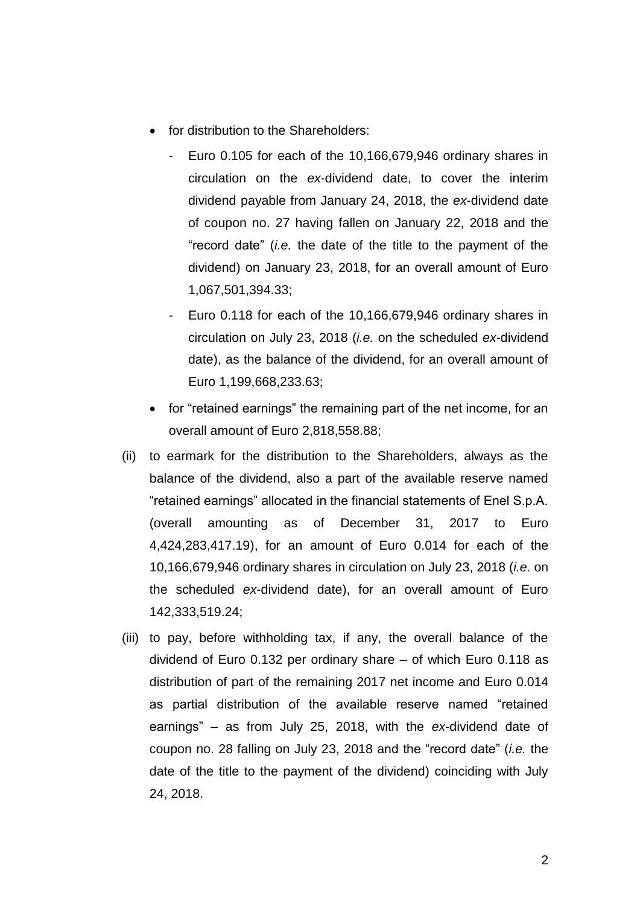- for distribution to the Shareholders:
  - Euro 0.105 for each of the 10,166,679,946 ordinary shares in circulation on the *ex*-dividend date, to cover the interim dividend payable from January 24, 2018, the *ex*-dividend date of coupon no. 27 having fallen on January 22, 2018 and the "record date" (*i.e.* the date of the title to the payment of the dividend) on January 23, 2018, for an overall amount of Euro 1,067,501,394.33;
  - Euro 0.118 for each of the 10,166,679,946 ordinary shares in circulation on July 23, 2018 (*i.e.* on the scheduled *ex*-dividend date), as the balance of the dividend, for an overall amount of Euro 1,199,668,233.63;
- for "retained earnings" the remaining part of the net income, for an overall amount of Euro 2,818,558.88;

(ii) to earmark for the distribution to the Shareholders, always as the balance of the dividend, also a part of the available reserve named "retained earnings" allocated in the financial statements of Enel S.p.A. (overall amounting as of December 31, 2017 to Euro 4,424,283,417.19), for an amount of Euro 0.014 for each of the 10,166,679,946 ordinary shares in circulation on July 23, 2018 (*i.e.* on the scheduled *ex*-dividend date), for an overall amount of Euro 142,333,519.24;

(iii) to pay, before withholding tax, if any, the overall balance of the dividend of Euro 0.132 per ordinary share – of which Euro 0.118 as distribution of part of the remaining 2017 net income and Euro 0.014 as partial distribution of the available reserve named "retained earnings" – as from July 25, 2018, with the *ex*-dividend date of coupon no. 28 falling on July 23, 2018 and the "record date" (*i.e.* the date of the title to the payment of the dividend) coinciding with July 24, 2018.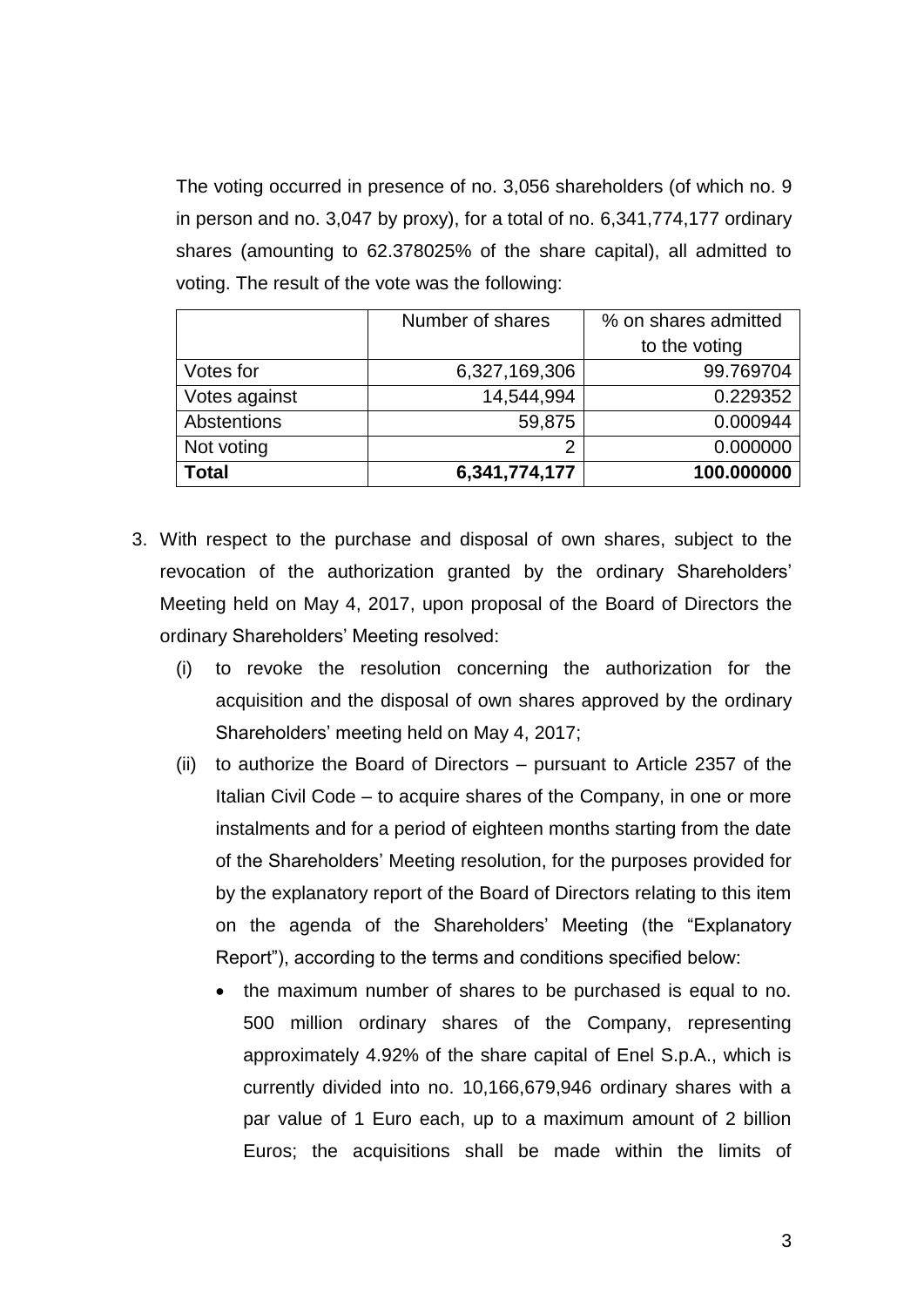The voting occurred in presence of no. 3,056 shareholders (of which no. 9 in person and no. 3,047 by proxy), for a total of no. 6,341,774,177 ordinary shares (amounting to 62.378025% of the share capital), all admitted to voting. The result of the vote was the following:

| | Number of shares | % on shares admitted to the voting |
|---|---|---|
| Votes for | 6,327,169,306 | 99.769704 |
| Votes against | 14,544,994 | 0.229352 |
| Abstentions | 59,875 | 0.000944 |
| Not voting | 2 | 0.000000 |
| **Total** | **6,341,774,177** | **100.000000** |

3. With respect to the purchase and disposal of own shares, subject to the revocation of the authorization granted by the ordinary Shareholders' Meeting held on May 4, 2017, upon proposal of the Board of Directors the ordinary Shareholders' Meeting resolved:

   (i) to revoke the resolution concerning the authorization for the acquisition and the disposal of own shares approved by the ordinary Shareholders' meeting held on May 4, 2017;

   (ii) to authorize the Board of Directors – pursuant to Article 2357 of the Italian Civil Code – to acquire shares of the Company, in one or more instalments and for a period of eighteen months starting from the date of the Shareholders' Meeting resolution, for the purposes provided for by the explanatory report of the Board of Directors relating to this item on the agenda of the Shareholders' Meeting (the "Explanatory Report"), according to the terms and conditions specified below:

   - the maximum number of shares to be purchased is equal to no. 500 million ordinary shares of the Company, representing approximately 4.92% of the share capital of Enel S.p.A., which is currently divided into no. 10,166,679,946 ordinary shares with a par value of 1 Euro each, up to a maximum amount of 2 billion Euros; the acquisitions shall be made within the limits of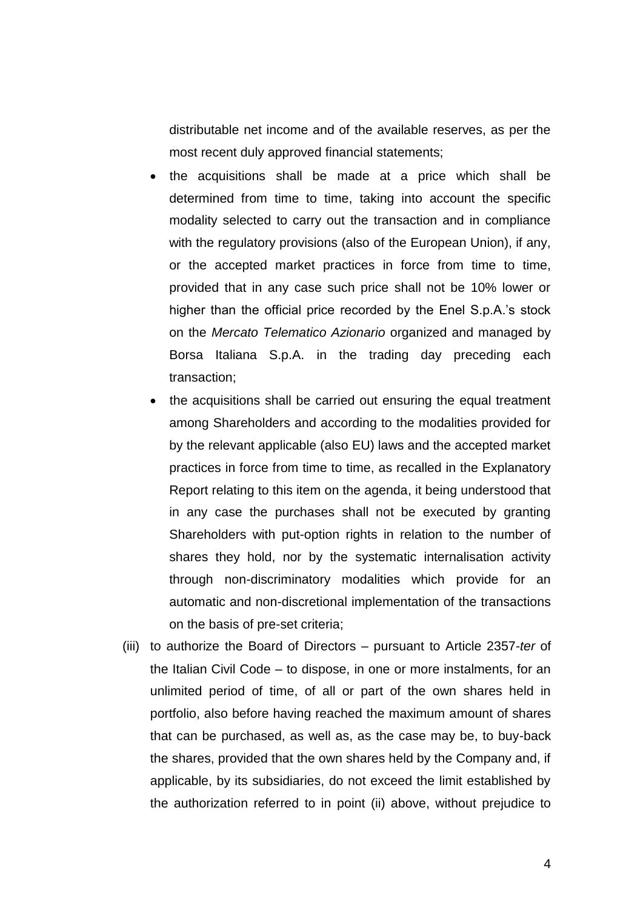distributable net income and of the available reserves, as per the most recent duly approved financial statements;

- the acquisitions shall be made at a price which shall be determined from time to time, taking into account the specific modality selected to carry out the transaction and in compliance with the regulatory provisions (also of the European Union), if any, or the accepted market practices in force from time to time, provided that in any case such price shall not be 10% lower or higher than the official price recorded by the Enel S.p.A.'s stock on the *Mercato Telematico Azionario* organized and managed by Borsa Italiana S.p.A. in the trading day preceding each transaction;
- the acquisitions shall be carried out ensuring the equal treatment among Shareholders and according to the modalities provided for by the relevant applicable (also EU) laws and the accepted market practices in force from time to time, as recalled in the Explanatory Report relating to this item on the agenda, it being understood that in any case the purchases shall not be executed by granting Shareholders with put-option rights in relation to the number of shares they hold, nor by the systematic internalisation activity through non-discriminatory modalities which provide for an automatic and non-discretional implementation of the transactions on the basis of pre-set criteria;

(iii) to authorize the Board of Directors – pursuant to Article 2357-*ter* of the Italian Civil Code – to dispose, in one or more instalments, for an unlimited period of time, of all or part of the own shares held in portfolio, also before having reached the maximum amount of shares that can be purchased, as well as, as the case may be, to buy-back the shares, provided that the own shares held by the Company and, if applicable, by its subsidiaries, do not exceed the limit established by the authorization referred to in point (ii) above, without prejudice to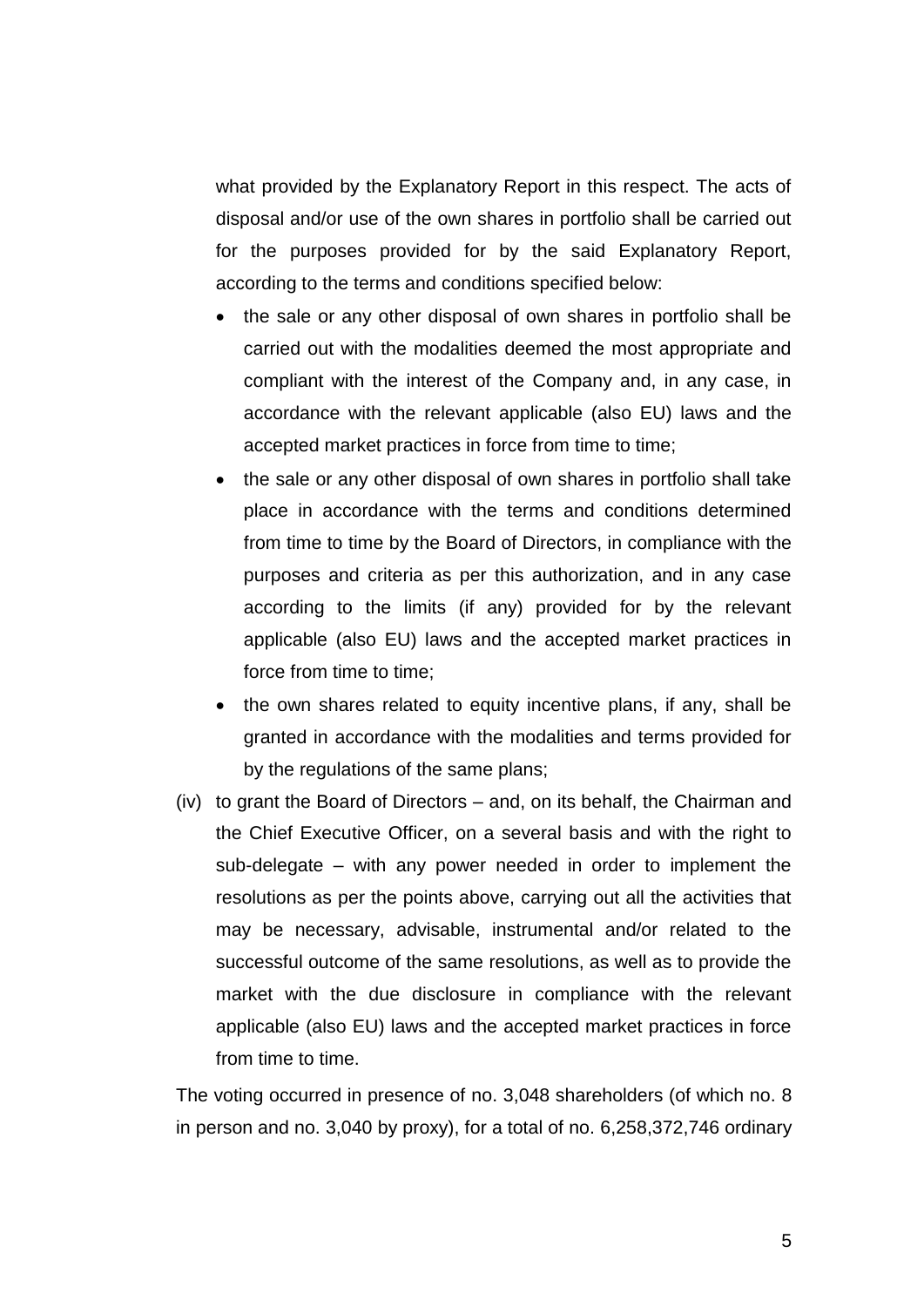what provided by the Explanatory Report in this respect. The acts of disposal and/or use of the own shares in portfolio shall be carried out for the purposes provided for by the said Explanatory Report, according to the terms and conditions specified below:

- the sale or any other disposal of own shares in portfolio shall be carried out with the modalities deemed the most appropriate and compliant with the interest of the Company and, in any case, in accordance with the relevant applicable (also EU) laws and the accepted market practices in force from time to time;
- the sale or any other disposal of own shares in portfolio shall take place in accordance with the terms and conditions determined from time to time by the Board of Directors, in compliance with the purposes and criteria as per this authorization, and in any case according to the limits (if any) provided for by the relevant applicable (also EU) laws and the accepted market practices in force from time to time;
- the own shares related to equity incentive plans, if any, shall be granted in accordance with the modalities and terms provided for by the regulations of the same plans;

(iv) to grant the Board of Directors – and, on its behalf, the Chairman and the Chief Executive Officer, on a several basis and with the right to sub-delegate – with any power needed in order to implement the resolutions as per the points above, carrying out all the activities that may be necessary, advisable, instrumental and/or related to the successful outcome of the same resolutions, as well as to provide the market with the due disclosure in compliance with the relevant applicable (also EU) laws and the accepted market practices in force from time to time.

The voting occurred in presence of no. 3,048 shareholders (of which no. 8 in person and no. 3,040 by proxy), for a total of no. 6,258,372,746 ordinary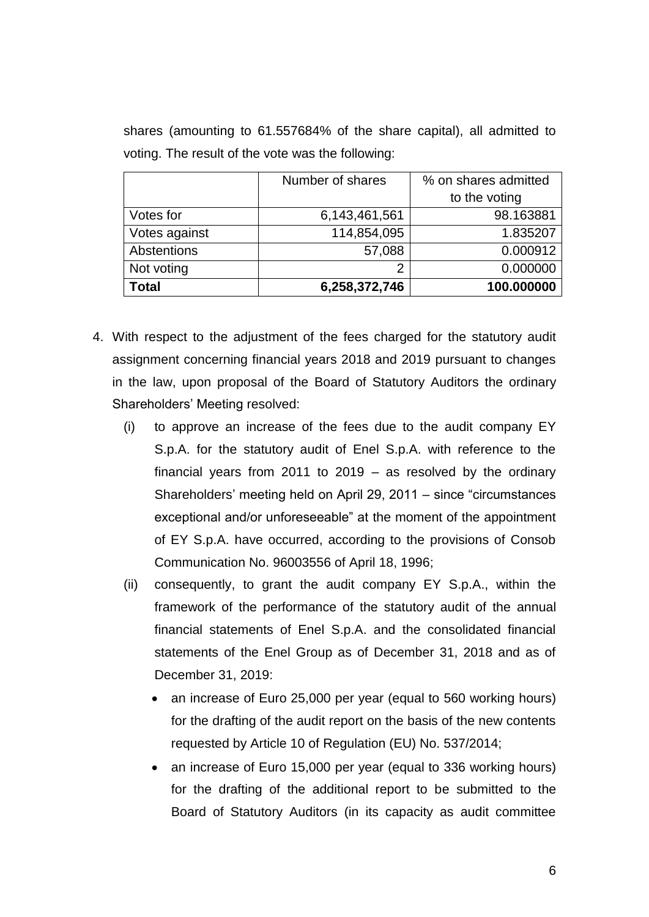shares (amounting to 61.557684% of the share capital), all admitted to voting. The result of the vote was the following:

| | Number of shares | % on shares admitted to the voting |
|---|---|---|
| Votes for | 6,143,461,561 | 98.163881 |
| Votes against | 114,854,095 | 1.835207 |
| Abstentions | 57,088 | 0.000912 |
| Not voting | 2 | 0.000000 |
| **Total** | **6,258,372,746** | **100.000000** |

4. With respect to the adjustment of the fees charged for the statutory audit assignment concerning financial years 2018 and 2019 pursuant to changes in the law, upon proposal of the Board of Statutory Auditors the ordinary Shareholders' Meeting resolved:
   (i) to approve an increase of the fees due to the audit company EY S.p.A. for the statutory audit of Enel S.p.A. with reference to the financial years from 2011 to 2019 – as resolved by the ordinary Shareholders' meeting held on April 29, 2011 – since "circumstances exceptional and/or unforeseeable" at the moment of the appointment of EY S.p.A. have occurred, according to the provisions of Consob Communication No. 96003556 of April 18, 1996;
   (ii) consequently, to grant the audit company EY S.p.A., within the framework of the performance of the statutory audit of the annual financial statements of Enel S.p.A. and the consolidated financial statements of the Enel Group as of December 31, 2018 and as of December 31, 2019:
      - an increase of Euro 25,000 per year (equal to 560 working hours) for the drafting of the audit report on the basis of the new contents requested by Article 10 of Regulation (EU) No. 537/2014;
      - an increase of Euro 15,000 per year (equal to 336 working hours) for the drafting of the additional report to be submitted to the Board of Statutory Auditors (in its capacity as audit committee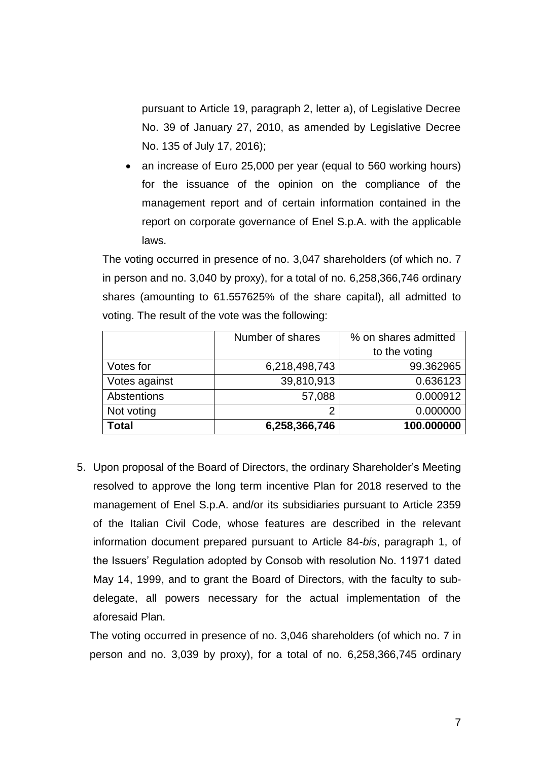pursuant to Article 19, paragraph 2, letter a), of Legislative Decree No. 39 of January 27, 2010, as amended by Legislative Decree No. 135 of July 17, 2016);

- an increase of Euro 25,000 per year (equal to 560 working hours) for the issuance of the opinion on the compliance of the management report and of certain information contained in the report on corporate governance of Enel S.p.A. with the applicable laws.

The voting occurred in presence of no. 3,047 shareholders (of which no. 7 in person and no. 3,040 by proxy), for a total of no. 6,258,366,746 ordinary shares (amounting to 61.557625% of the share capital), all admitted to voting. The result of the vote was the following:

| | Number of shares | % on shares admitted to the voting |
|---|---:|---:|
| Votes for | 6,218,498,743 | 99.362965 |
| Votes against | 39,810,913 | 0.636123 |
| Abstentions | 57,088 | 0.000912 |
| Not voting | 2 | 0.000000 |
| **Total** | **6,258,366,746** | **100.000000** |

5. Upon proposal of the Board of Directors, the ordinary Shareholder's Meeting resolved to approve the long term incentive Plan for 2018 reserved to the management of Enel S.p.A. and/or its subsidiaries pursuant to Article 2359 of the Italian Civil Code, whose features are described in the relevant information document prepared pursuant to Article 84-*bis*, paragraph 1, of the Issuers' Regulation adopted by Consob with resolution No. 11971 dated May 14, 1999, and to grant the Board of Directors, with the faculty to sub-delegate, all powers necessary for the actual implementation of the aforesaid Plan.

   The voting occurred in presence of no. 3,046 shareholders (of which no. 7 in person and no. 3,039 by proxy), for a total of no. 6,258,366,745 ordinary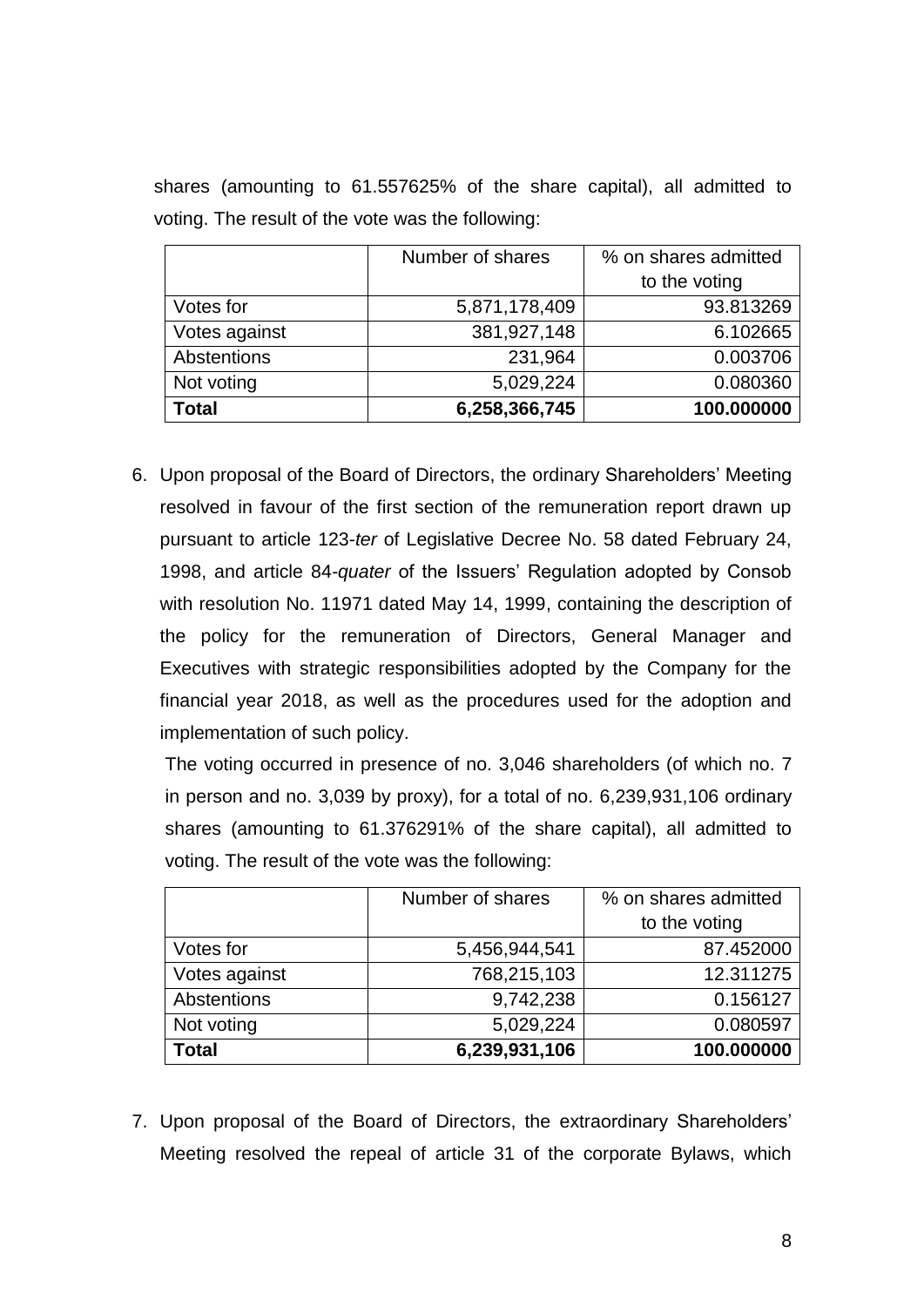shares (amounting to 61.557625% of the share capital), all admitted to voting. The result of the vote was the following:

| | Number of shares | % on shares admitted to the voting |
|---|---|---|
| Votes for | 5,871,178,409 | 93.813269 |
| Votes against | 381,927,148 | 6.102665 |
| Abstentions | 231,964 | 0.003706 |
| Not voting | 5,029,224 | 0.080360 |
| **Total** | **6,258,366,745** | **100.000000** |

6. Upon proposal of the Board of Directors, the ordinary Shareholders' Meeting resolved in favour of the first section of the remuneration report drawn up pursuant to article 123-*ter* of Legislative Decree No. 58 dated February 24, 1998, and article 84-*quater* of the Issuers' Regulation adopted by Consob with resolution No. 11971 dated May 14, 1999, containing the description of the policy for the remuneration of Directors, General Manager and Executives with strategic responsibilities adopted by the Company for the financial year 2018, as well as the procedures used for the adoption and implementation of such policy.

   The voting occurred in presence of no. 3,046 shareholders (of which no. 7 in person and no. 3,039 by proxy), for a total of no. 6,239,931,106 ordinary shares (amounting to 61.376291% of the share capital), all admitted to voting. The result of the vote was the following:

| | Number of shares | % on shares admitted to the voting |
|---|---|---|
| Votes for | 5,456,944,541 | 87.452000 |
| Votes against | 768,215,103 | 12.311275 |
| Abstentions | 9,742,238 | 0.156127 |
| Not voting | 5,029,224 | 0.080597 |
| **Total** | **6,239,931,106** | **100.000000** |

7. Upon proposal of the Board of Directors, the extraordinary Shareholders' Meeting resolved the repeal of article 31 of the corporate Bylaws, which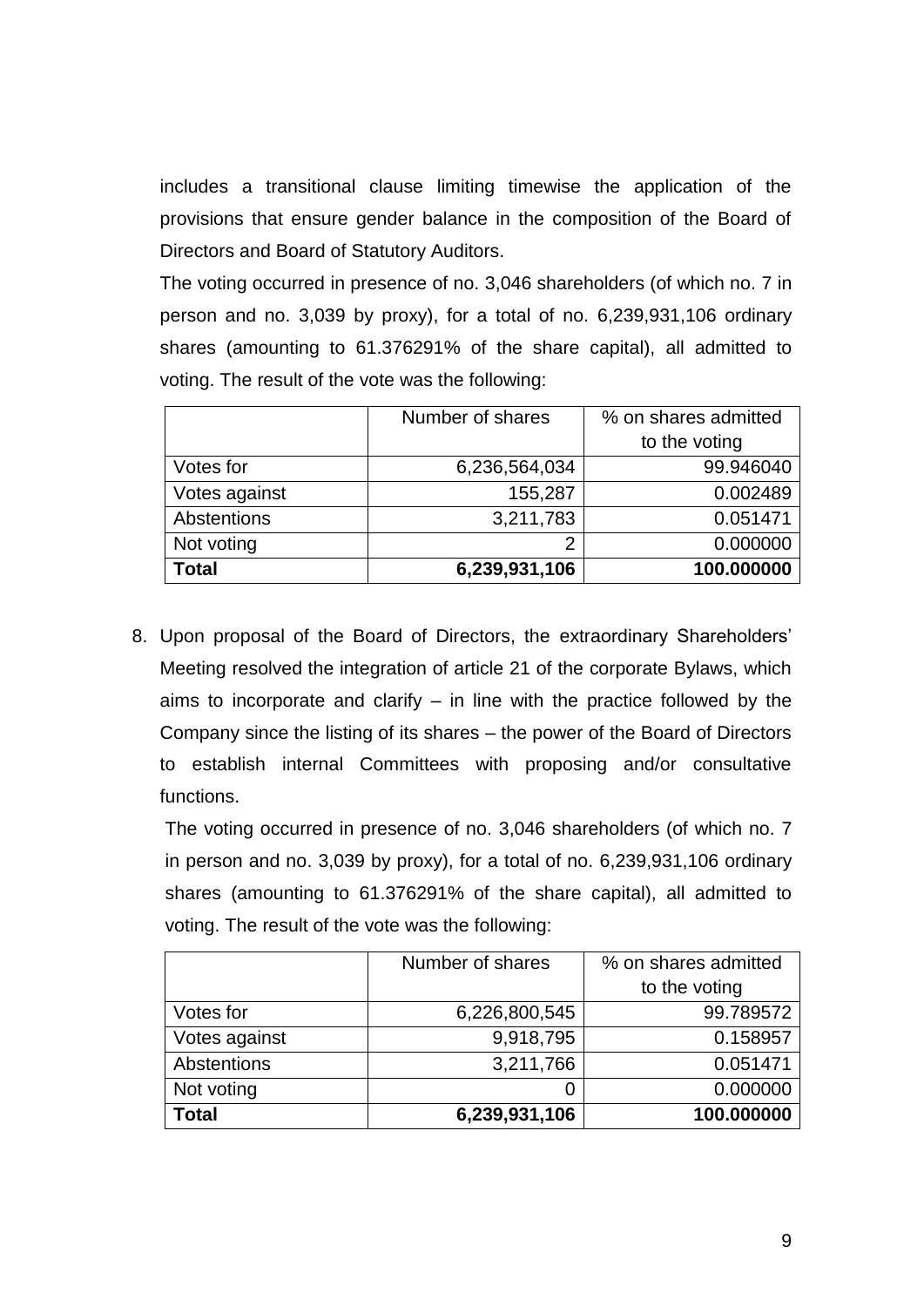includes a transitional clause limiting timewise the application of the provisions that ensure gender balance in the composition of the Board of Directors and Board of Statutory Auditors.

The voting occurred in presence of no. 3,046 shareholders (of which no. 7 in person and no. 3,039 by proxy), for a total of no. 6,239,931,106 ordinary shares (amounting to 61.376291% of the share capital), all admitted to voting. The result of the vote was the following:

| | Number of shares | % on shares admitted to the voting |
|---|---:|---:|
| Votes for | 6,236,564,034 | 99.946040 |
| Votes against | 155,287 | 0.002489 |
| Abstentions | 3,211,783 | 0.051471 |
| Not voting | 2 | 0.000000 |
| **Total** | **6,239,931,106** | **100.000000** |

8. Upon proposal of the Board of Directors, the extraordinary Shareholders' Meeting resolved the integration of article 21 of the corporate Bylaws, which aims to incorporate and clarify – in line with the practice followed by the Company since the listing of its shares – the power of the Board of Directors to establish internal Committees with proposing and/or consultative functions.

   The voting occurred in presence of no. 3,046 shareholders (of which no. 7 in person and no. 3,039 by proxy), for a total of no. 6,239,931,106 ordinary shares (amounting to 61.376291% of the share capital), all admitted to voting. The result of the vote was the following:

| | Number of shares | % on shares admitted to the voting |
|---|---:|---:|
| Votes for | 6,226,800,545 | 99.789572 |
| Votes against | 9,918,795 | 0.158957 |
| Abstentions | 3,211,766 | 0.051471 |
| Not voting | 0 | 0.000000 |
| **Total** | **6,239,931,106** | **100.000000** |